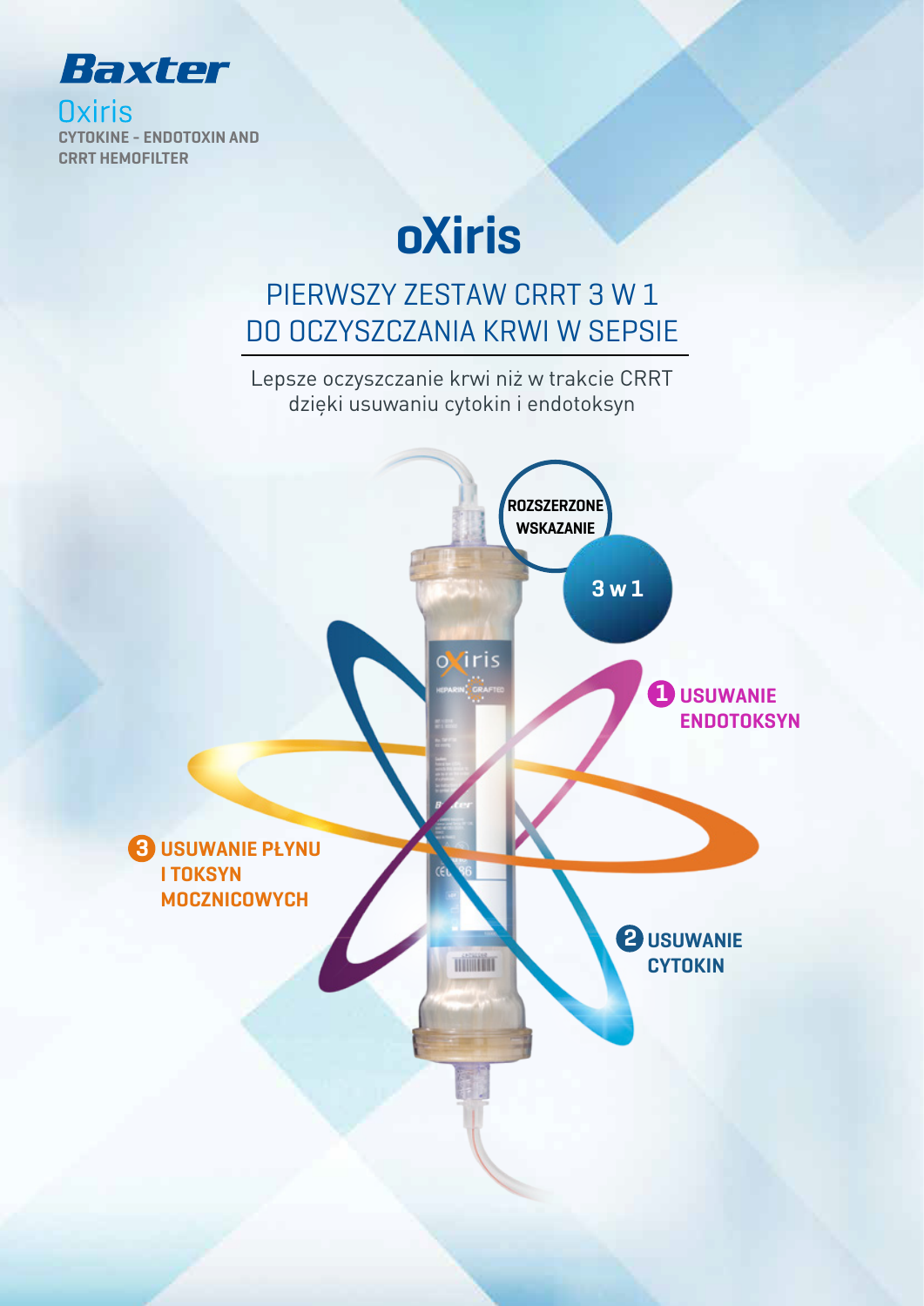**Baxter**

Oxiris

**CYTOKINE - ENDOTOXIN AND CRRT HEMOFILTER**

# oXiris

## PIERWSZY ZESTAW CRRT 3 W 1 DO OCZYSZCZANIA KRWI W SEPSIE

Lepsze oczyszczanie krwi niż w trakcie CRRT dzięki usuwaniu cytokin i endotoksyn

**ROZSZERZONE WSKAZANIE**

**3 w 1**

1. **USUWANIE ENDOTOKSYN**
2. **USUWANIE CYTOKIN**
3. **USUWANIE PŁYNU I TOKSYN MOCZNICOWYCH**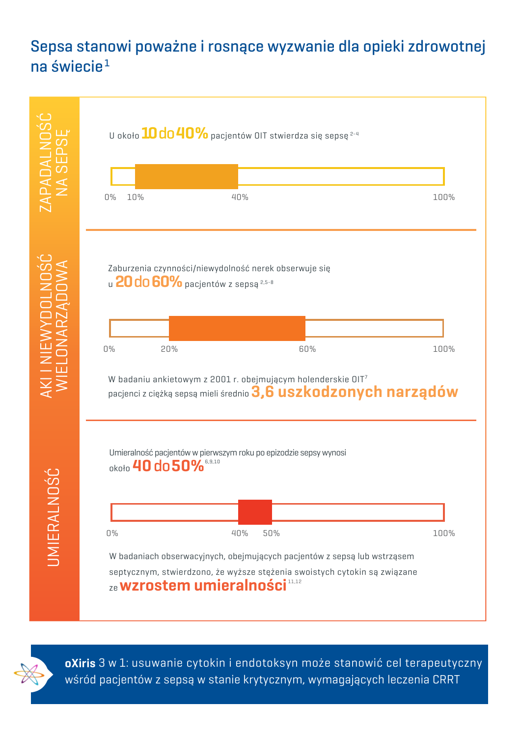# Sepsa stanowi poważne i rosnące wyzwanie dla opieki zdrowotnej na świecie[1]

## ZAPADALNOŚĆ NA SEPSĘ

U około **10 do 40%** pacjentów OIT stwierdza się sepsę[2-4]

0% 10% 40% 100%

## AKI I NIEWYDOLNOŚĆ WIELONARZĄDOWA

Zaburzenia czynności/niewydolność nerek obserwuje się u **20 do 60%** pacjentów z sepsą[2,5-8]

0% 20% 60% 100%

W badaniu ankietowym z 2001 r. obejmującym holenderskie OIT[7] pacjenci z ciężką sepsą mieli średnio **3,6 uszkodzonych narządów**

## UMIERALNOŚĆ

Umieralność pacjentów w pierwszym roku po epizodzie sepsy wynosi około **40 do 50%**[6,9,10]

0% 40% 50% 100%

W badaniach obserwacyjnych, obejmujących pacjentów z sepsą lub wstrząsem septycznym, stwierdzono, że wyższe stężenia swoistych cytokin są związane ze **wzrostem umieralności**[11,12]

**oXiris** 3 w 1: usuwanie cytokin i endotoksyn może stanowić cel terapeutyczny wśród pacjentów z sepsą w stanie krytycznym, wymagających leczenia CRRT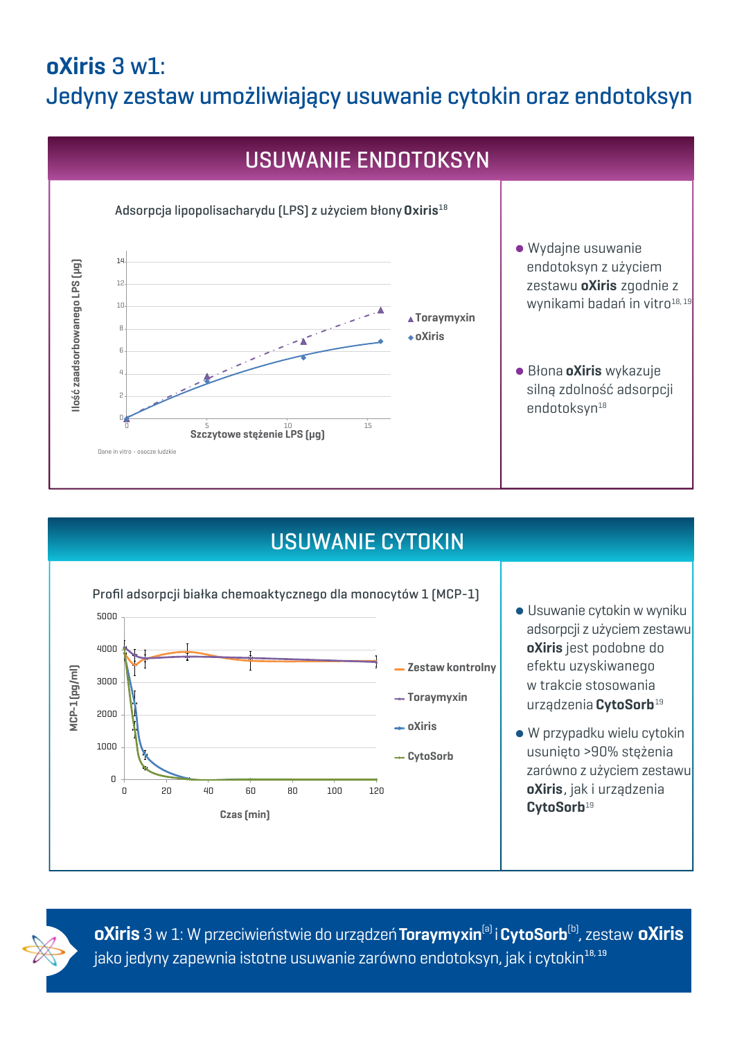# **oXiris** 3 w1:

## Jedyny zestaw umożliwiający usuwanie cytokin oraz endotoksyn

## USUWANIE ENDOTOKSYN

Adsorpcja lipopolisacharydu (LPS) z użyciem błony **Oxiris**[18]

Ilość zaadsorbowanego LPS (µg)

Szczytowe stężenie LPS (µg)

▲ Toraymyxin
◆ oXiris

Dane in vitro - osocze ludzkie

- Wydajne usuwanie endotoksyn z użyciem zestawu **oXiris** zgodnie z wynikami badań in vitro[18, 19]
- Błona **oXiris** wykazuje silną zdolność adsorpcji endotoksyn[18]

## USUWANIE CYTOKIN

Profil adsorpcji białka chemoaktycznego dla monocytów 1 (MCP-1)

MCP-1 (pg/ml)

Czas (min)

- Zestaw kontrolny
- Toraymyxin
- oXiris
- CytoSorb

- Usuwanie cytokin w wyniku adsorpcji z użyciem zestawu **oXiris** jest podobne do efektu uzyskiwanego w trakcie stosowania urządzenia **CytoSorb**[19]
- W przypadku wielu cytokin usunięto >90% stężenia zarówno z użyciem zestawu **oXiris**, jak i urządzenia **CytoSorb**[19]

**oXiris** 3 w 1: W przeciwieństwie do urządzeń **Toraymyxin**[a] i **CytoSorb**[b], zestaw **oXiris** jako jedyny zapewnia istotne usuwanie zarówno endotoksyn, jak i cytokin[18, 19]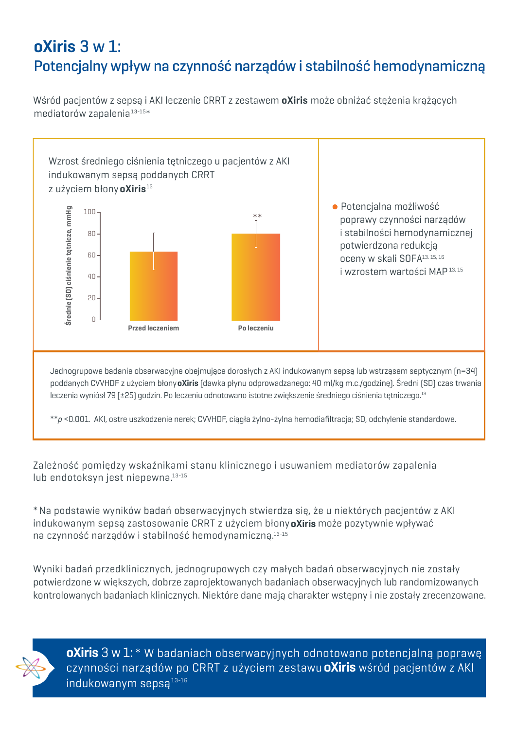# **oXiris** 3 w 1:

## Potencjalny wpływ na czynność narządów i stabilność hemodynamiczną

Wśród pacjentów z sepsą i AKI leczenie CRRT z zestawem **oXiris** może obniżać stężenia krążących mediatorów zapalenia[13-15]*

Wzrost średniego ciśnienia tętniczego u pacjentów z AKI indukowanym sepsą poddanych CRRT z użyciem błony **oXiris**[13]

Średnie (SD) ciśnienie tętnicze, mmHg

100, 80, 60, 40, 20, 0

Przed leczeniem

Po leczeniu **

- Potencjalna możliwość poprawy czynności narządów i stabilności hemodynamicznej potwierdzona redukcją oceny w skali SOFA[13, 15, 16] i wzrostem wartości MAP[13, 15]

Jednogrupowe badanie obserwacyjne obejmujące dorosłych z AKI indukowanym sepsą lub wstrząsem septycznym (n=34) poddanych CVVHDF z użyciem błony **oXiris** (dawka płynu odprowadzanego: 40 ml/kg m.c./godzinę). Średni (SD) czas trwania leczenia wyniósł 79 (±25) godzin. Po leczeniu odnotowano istotne zwiększenie średniego ciśnienia tętniczego.[13]

**$p$ <0.001. AKI, ostre uszkodzenie nerek; CVVHDF, ciągła żylno-żylna hemodiafiltracja; SD, odchylenie standardowe.

Zależność pomiędzy wskaźnikami stanu klinicznego i usuwaniem mediatorów zapalenia lub endotoksyn jest niepewna.[13-15]

* Na podstawie wyników badań obserwacyjnych stwierdza się, że u niektórych pacjentów z AKI indukowanym sepsą zastosowanie CRRT z użyciem błony **oXiris** może pozytywnie wpływać na czynność narządów i stabilność hemodynamiczną.[13-15]

Wyniki badań przedklinicznych, jednogrupowych czy małych badań obserwacyjnych nie zostały potwierdzone w większych, dobrze zaprojektowanych badaniach obserwacyjnych lub randomizowanych kontrolowanych badaniach klinicznych. Niektóre dane mają charakter wstępny i nie zostały zrecenzowane.

**oXiris** 3 w 1: * W badaniach obserwacyjnych odnotowano potencjalną poprawę czynności narządów po CRRT z użyciem zestawu **oXiris** wśród pacjentów z AKI indukowanym sepsą[13-16]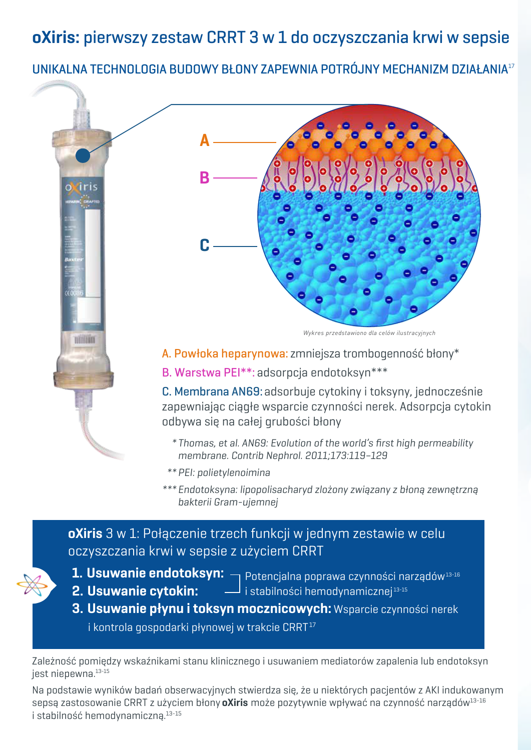# **oXiris:** pierwszy zestaw CRRT 3 w 1 do oczyszczania krwi w sepsie

## UNIKALNA TECHNOLOGIA BUDOWY BŁONY ZAPEWNIA POTRÓJNY MECHANIZM DZIAŁANIA[17]

A

B

C

*Wykres przedstawiono dla celów ilustracyjnych*

A. Powłoka heparynowa: zmniejsza trombogenność błony*

B. Warstwa PEI**: adsorpcja endotoksyn***

C. Membrana AN69: adsorbuje cytokiny i toksyny, jednocześnie zapewniając ciągłe wsparcie czynności nerek. Adsorpcja cytokin odbywa się na całej grubości błony

\* *Thomas, et al. AN69: Evolution of the world's first high permeability membrane. Contrib Nephrol. 2011;173:119–129*

\*\* *PEI: polietylenoimina*

\*\*\* *Endotoksyna: lipopolisacharyd złożony związany z błoną zewnętrzną bakterii Gram-ujemnej*

**oXiris** 3 w 1: Połączenie trzech funkcji w jednym zestawie w celu oczyszczania krwi w sepsie z użyciem CRRT

1. **Usuwanie endotoksyn:**
2. **Usuwanie cytokin:**

Potencjalna poprawa czynności narządów[13-16] i stabilności hemodynamicznej[13-15]

3. **Usuwanie płynu i toksyn mocznicowych:** Wsparcie czynności nerek i kontrola gospodarki płynowej w trakcie CRRT[17]

Zależność pomiędzy wskaźnikami stanu klinicznego i usuwaniem mediatorów zapalenia lub endotoksyn jest niepewna.[13-15]

Na podstawie wyników badań obserwacyjnych stwierdza się, że u niektórych pacjentów z AKI indukowanym sepsą zastosowanie CRRT z użyciem błony **oXiris** może pozytywnie wpływać na czynność narządów[13-16] i stabilność hemodynamiczną.[13-15]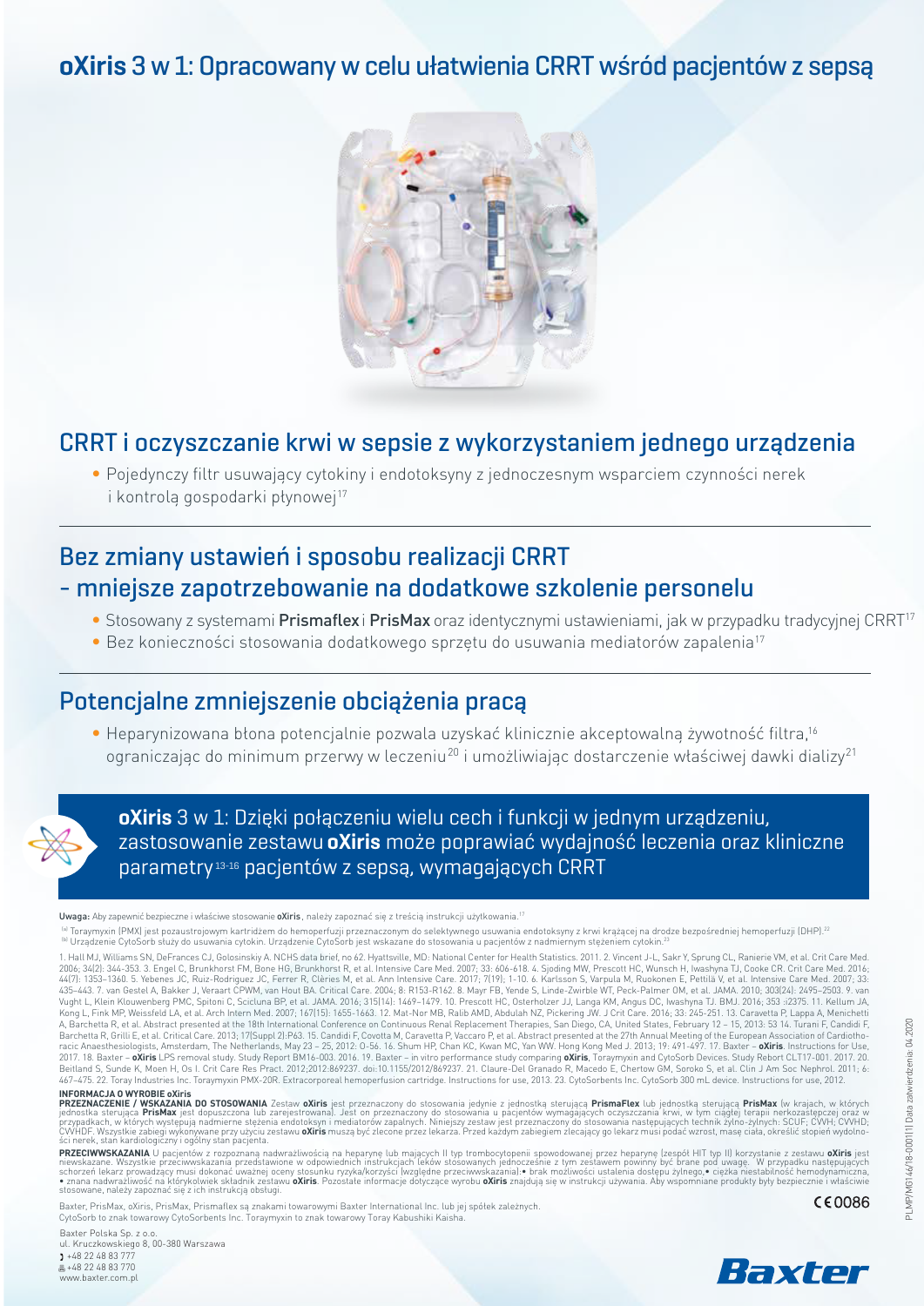# **oXiris** 3 w 1: Opracowany w celu ułatwienia CRRT wśród pacjentów z sepsą

## CRRT i oczyszczanie krwi w sepsie z wykorzystaniem jednego urządzenia

- Pojedynczy filtr usuwający cytokiny i endotoksyny z jednoczesnym wsparciem czynności nerek i kontrolą gospodarki płynowej[17]

## Bez zmiany ustawień i sposobu realizacji CRRT - mniejsze zapotrzebowanie na dodatkowe szkolenie personelu

- Stosowany z systemami **Prismaflex** i **PrisMax** oraz identycznymi ustawieniami, jak w przypadku tradycyjnej CRRT[17]
- Bez konieczności stosowania dodatkowego sprzętu do usuwania mediatorów zapalenia[17]

## Potencjalne zmniejszenie obciążenia pracą

- Heparynizowana błona potencjalnie pozwala uzyskać klinicznie akceptowalną żywotność filtra,[16] ograniczając do minimum przerwy w leczeniu[20] i umożliwiając dostarczenie właściwej dawki dializy[21]

**oXiris** 3 w 1: Dzięki połączeniu wielu cech i funkcji w jednym urządzeniu, zastosowanie zestawu **oXiris** może poprawiać wydajność leczenia oraz kliniczne parametry[13-16] pacjentów z sepsą, wymagających CRRT

**Uwaga:** Aby zapewnić bezpieczne i właściwe stosowanie **oXiris**, należy zapoznać się z treścią instrukcji użytkowania.[17]

[a] Toraymyxin (PMX) jest pozaustrojowym kartridżem do hemoperfuzji przeznaczonym do selektywnego usuwania endotoksyny z krwi krążącej na drodze bezpośredniej hemoperfuzji (DHP).[22]
[b] Urządzenie CytoSorb służy do usuwania cytokin. Urządzenie CytoSorb jest wskazane do stosowania u pacjentów z nadmiernym stężeniem cytokin.[23]

1. Hall MJ, Williams SN, DeFrances CJ, Golosinskiy A. NCHS data brief, no 62. Hyattsville, MD: National Center for Health Statistics. 2011. 2. Vincent J-L, Sakr Y, Sprung CL, Ranierie VM, et al. Crit Care Med. 2006; 34(2): 344-353. 3. Engel C, Brunkhorst FM, Bone HG, Brunkhorst R, et al. Intensive Care Med. 2007; 33: 606-618. 4. Sjoding MW, Prescott HC, Wunsch H, Iwashyna TJ, Cooke CR. Crit Care Med. 2016; 44(7): 1353–1360. 5. Yebenes JC, Ruiz-Rodriguez JC, Ferrer R, Clèries M, et al. Ann Intensive Care. 2017; 7(19); 1-10. 6. Karlsson S, Varpula M, Ruokonen E, Pettilä V, et al. Intensive Care Med. 2007; 33: 435–443. 7. van Gestel A, Bakker J, Veraart CPWM, van Hout BA. Critical Care. 2004; 8: R153-R162. 8. Mayr FB, Yende S, Linde-Zwirble WT, Peck-Palmer OM, et al. JAMA. 2010; 303(24): 2495–2503. 9. van Vught LA, Klein Klouwenberg PMC, Spitoni C, Scicluna BP, et al. JAMA. 2016; 315(14): 1469–1479. 10. Prescott HC, Osterholzer JJ, Langa KM, Angus DC, Iwashyna TJ. BMJ. 2016; 353 :i2375. 11. Kellum JA, Kong L, Fink MP, Weissfeld LA, et al. Arch Intern Med. 2007; 167(15): 1655-1663. 12. Mat-Nor MB, Ralib AMD, Abdulah NZ, Pickering JW. J Crit Care. 2016; 33: 245-251. 13. Caravetta P, Lappa A, Menichetti A, Barchetta R, et al. Abstract presented at the 18th International Conference on Continuous Renal Replacement Therapies, San Diego, CA, United States, February 12 – 15, 2013: 53 14. Turani F, Candidi F, Barchetta R, Grilli E, et al. Critical Care. 2013; 17(Suppl 2):P63. 15. Candidi F, Covotta M, Caravetta P, Vaccaro P, et al. Abstract presented at the 27th Annual Meeting of the European Association of Cardiothoracic Anaesthesiologists, Amsterdam, The Netherlands, May 23 – 25, 2012: O-56. 16. Shum HP, Chan KC, Kwan MC, Yan WW. Hong Kong Med J. 2013; 19: 491-497. 17. Baxter – **oXiris**. Instructions for Use, 2017. 18. Baxter – **oXiris** LPS removal study. Study Report BM16-003. 2016. 19. Baxter – in vitro performance study comparing **oXiris**, Toraymyxin and CytoSorb Devices. Study Rebort CLT17-001. 2017. 20. Beitland S, Sunde K, Moen H, Os I. Crit Care Res Pract. 2012;2012:869237. doi:10.1155/2012/869237. 21. Claure-Del Granado R, Macedo E, Chertow GM, Soroko S, et al. Clin J Am Soc Nephrol. 2011; 6: 467–475. 22. Toray Industries Inc. Toraymyxin PMX-20R. Extracorporeal hemoperfusion cartridge. Instructions for use, 2013. 23. CytoSorbents Inc. CytoSorb 300 mL device. Instructions for use, 2012.

**INFORMACJA O WYROBIE oXiris**

**PRZEZNACZENIE / WSKAZANIA DO STOSOWANIA** Zestaw **oXiris** jest przeznaczony do stosowania jedynie z jednostką sterującą **PrismaFlex** lub jednostką sterującą **PrisMax** (w krajach, w których jednostka sterująca **PrisMax** jest dopuszczona lub zarejestrowana). Jest on przeznaczony do stosowania u pacjentów wymagających oczyszczania krwi, w tym ciągłej terapii nerkozastępczej oraz w przypadkach, w których występują nadmierne stężenia endotoksyn i mediatorów zapalnych. Niniejszy zestaw jest przeznaczony do stosowania następujących technik żylno-żylnych: SCUF; CVVH; CVVHD; CVVHDF. Wszystkie zabiegi wykonywane przy użyciu zestawu **oXiris** muszą być zlecone przez lekarza. Przed każdym zabiegiem zlecający go lekarz musi podać wzrost, masę ciała, określić stopień wydolności nerek, stan kardiologiczny i ogólny stan pacjenta.

**PRZECIWWSKAZANIA** U pacjentów z rozpoznaną nadwrażliwością na heparynę lub mających II typ trombocytopenii spowodowanej przez heparynę (zespół HIT typ II) korzystanie z zestawu **oXiris** jest niewskazane. Wszystkie przeciwwskazania przedstawione w odpowiednich instrukcjach leków stosowanych jednocześnie z tym zestawem powinny być brane pod uwagę. W przypadku następujących schorzeń lekarz prowadzący musi dokonać uważnej oceny stosunku ryzyka/korzyści (względne przeciwwskazania):• brak możliwości ustalenia dostępu żylnego,• ciężka niestabilność hemodynamiczna, • znana nadwrażliwość na którykolwiek składnik zestawu **oXiris**. Pozostałe informacje dotyczące wyrobu **oXiris** znajdują się w instrukcji używania. Aby wspomniane produkty były bezpiecznie i właściwie stosowane, należy zapoznać się z ich instrukcją obsługi.

Baxter, PrisMax, oXiris, PrisMax, Prismaflex są znakami towarowymi Baxter International Inc. lub jej spółek zależnych.
CytoSorb to znak towarowy CytoSorbents Inc. Toraymyxin to znak towarowy Toray Kabushiki Kaisha.

CE 0086

PLMP/MG146/18-0001(1) Data zatwierdzenia: 04.2020

Baxter Polska Sp. z o.o.
ul. Kruczkowskiego 8, 00-380 Warszawa
+48 22 48 83 777
+48 22 48 83 770
www.baxter.com.pl

Baxter